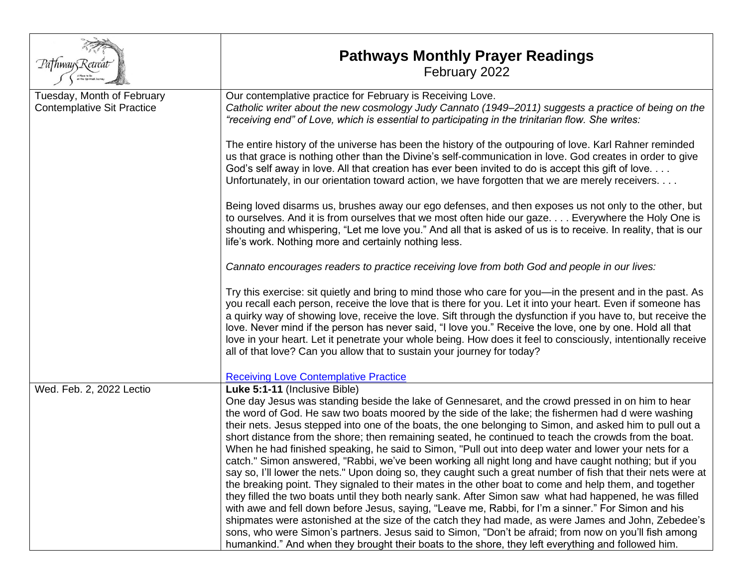| Pathways Retreat | **Pathways Monthly Prayer Readings**<br>February 2022 |
| --- | --- |
| Tuesday, Month of February<br>Contemplative Sit Practice | Our contemplative practice for February is Receiving Love.<br>*Catholic writer about the new cosmology Judy Cannato (1949–2011) suggests a practice of being on the "receiving end" of Love, which is essential to participating in the trinitarian flow. She writes:*<br><br>The entire history of the universe has been the history of the outpouring of love. Karl Rahner reminded us that grace is nothing other than the Divine's self-communication in love. God creates in order to give God's self away in love. All that creation has ever been invited to do is accept this gift of love. . . . Unfortunately, in our orientation toward action, we have forgotten that we are merely receivers. . . .<br><br>Being loved disarms us, brushes away our ego defenses, and then exposes us not only to the other, but to ourselves. And it is from ourselves that we most often hide our gaze. . . . Everywhere the Holy One is shouting and whispering, "Let me love you." And all that is asked of us is to receive. In reality, that is our life's work. Nothing more and certainly nothing less.<br><br>*Cannato encourages readers to practice receiving love from both God and people in our lives:*<br><br>Try this exercise: sit quietly and bring to mind those who care for you—in the present and in the past. As you recall each person, receive the love that is there for you. Let it into your heart. Even if someone has a quirky way of showing love, receive the love. Sift through the dysfunction if you have to, but receive the love. Never mind if the person has never said, "I love you." Receive the love, one by one. Hold all that love in your heart. Let it penetrate your whole being. How does it feel to consciously, intentionally receive all of that love? Can you allow that to sustain your journey for today?<br><br>Receiving Love Contemplative Practice |
| Wed. Feb. 2, 2022 Lectio | **Luke 5:1-11** (Inclusive Bible)<br>One day Jesus was standing beside the lake of Gennesaret, and the crowd pressed in on him to hear the word of God. He saw two boats moored by the side of the lake; the fishermen had d were washing their nets. Jesus stepped into one of the boats, the one belonging to Simon, and asked him to pull out a short distance from the shore; then remaining seated, he continued to teach the crowds from the boat. When he had finished speaking, he said to Simon, "Pull out into deep water and lower your nets for a catch." Simon answered, "Rabbi, we've been working all night long and have caught nothing; but if you say so, I'll lower the nets." Upon doing so, they caught such a great number of fish that their nets were at the breaking point. They signaled to their mates in the other boat to come and help them, and together they filled the two boats until they both nearly sank. After Simon saw what had happened, he was filled with awe and fell down before Jesus, saying, "Leave me, Rabbi, for I'm a sinner." For Simon and his shipmates were astonished at the size of the catch they had made, as were James and John, Zebedee's sons, who were Simon's partners. Jesus said to Simon, "Don't be afraid; from now on you'll fish among humankind." And when they brought their boats to the shore, they left everything and followed him. |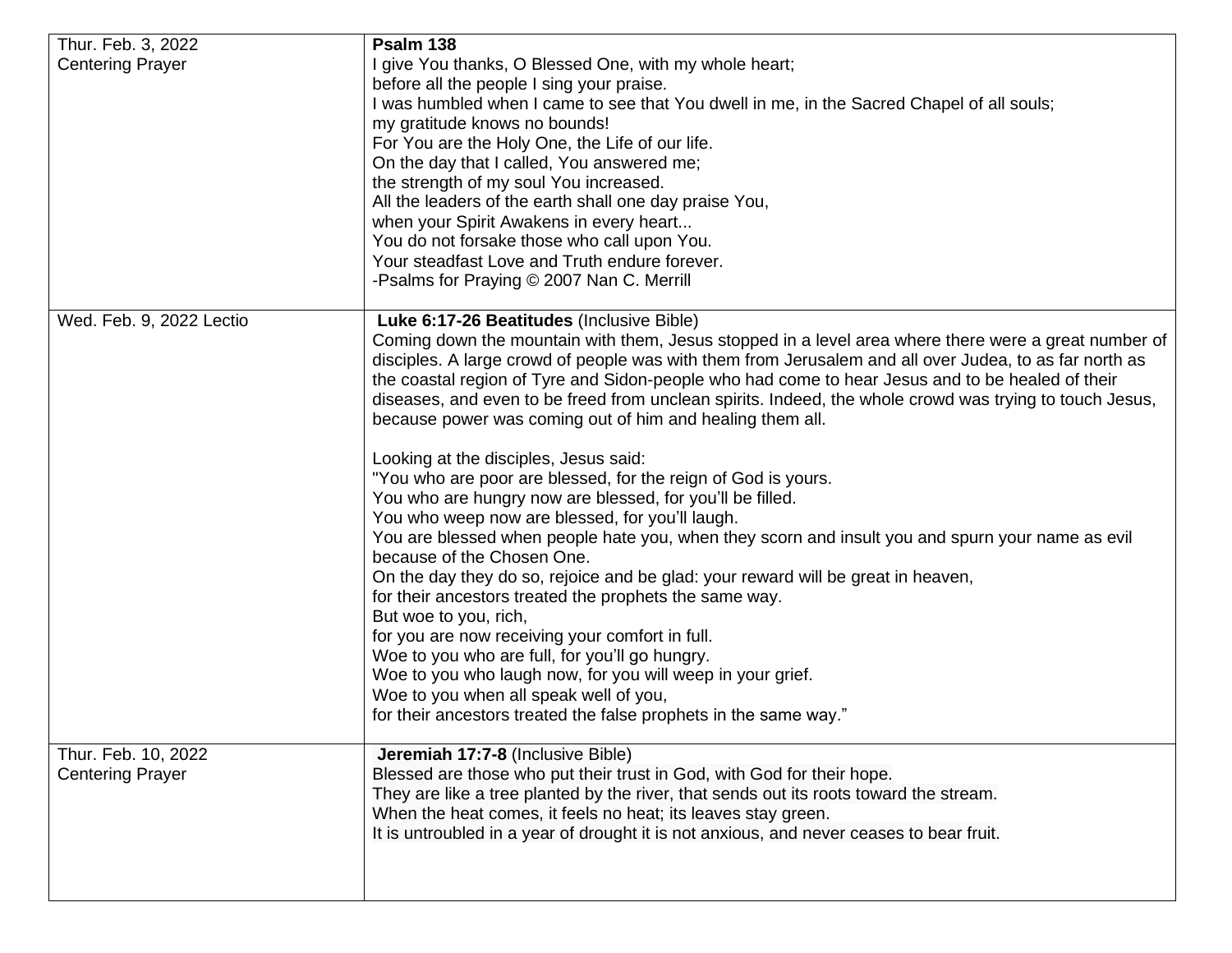| | |
|---|---|
| Thur. Feb. 3, 2022<br>Centering Prayer | **Psalm 138**<br>I give You thanks, O Blessed One, with my whole heart;<br>before all the people I sing your praise.<br>I was humbled when I came to see that You dwell in me, in the Sacred Chapel of all souls;<br>my gratitude knows no bounds!<br>For You are the Holy One, the Life of our life.<br>On the day that I called, You answered me;<br>the strength of my soul You increased.<br>All the leaders of the earth shall one day praise You,<br>when your Spirit Awakens in every heart...<br>You do not forsake those who call upon You.<br>Your steadfast Love and Truth endure forever.<br>-Psalms for Praying © 2007 Nan C. Merrill |
| Wed. Feb. 9, 2022 Lectio | **Luke 6:17-26 Beatitudes** (Inclusive Bible)<br>Coming down the mountain with them, Jesus stopped in a level area where there were a great number of disciples. A large crowd of people was with them from Jerusalem and all over Judea, to as far north as the coastal region of Tyre and Sidon-people who had come to hear Jesus and to be healed of their diseases, and even to be freed from unclean spirits. Indeed, the whole crowd was trying to touch Jesus, because power was coming out of him and healing them all.<br><br>Looking at the disciples, Jesus said:<br>"You who are poor are blessed, for the reign of God is yours.<br>You who are hungry now are blessed, for you'll be filled.<br>You who weep now are blessed, for you'll laugh.<br>You are blessed when people hate you, when they scorn and insult you and spurn your name as evil because of the Chosen One.<br>On the day they do so, rejoice and be glad: your reward will be great in heaven,<br>for their ancestors treated the prophets the same way.<br>But woe to you, rich,<br>for you are now receiving your comfort in full.<br>Woe to you who are full, for you'll go hungry.<br>Woe to you who laugh now, for you will weep in your grief.<br>Woe to you when all speak well of you,<br>for their ancestors treated the false prophets in the same way." |
| Thur. Feb. 10, 2022<br>Centering Prayer | **Jeremiah 17:7-8** (Inclusive Bible)<br>Blessed are those who put their trust in God, with God for their hope.<br>They are like a tree planted by the river, that sends out its roots toward the stream.<br>When the heat comes, it feels no heat; its leaves stay green.<br>It is untroubled in a year of drought it is not anxious, and never ceases to bear fruit. |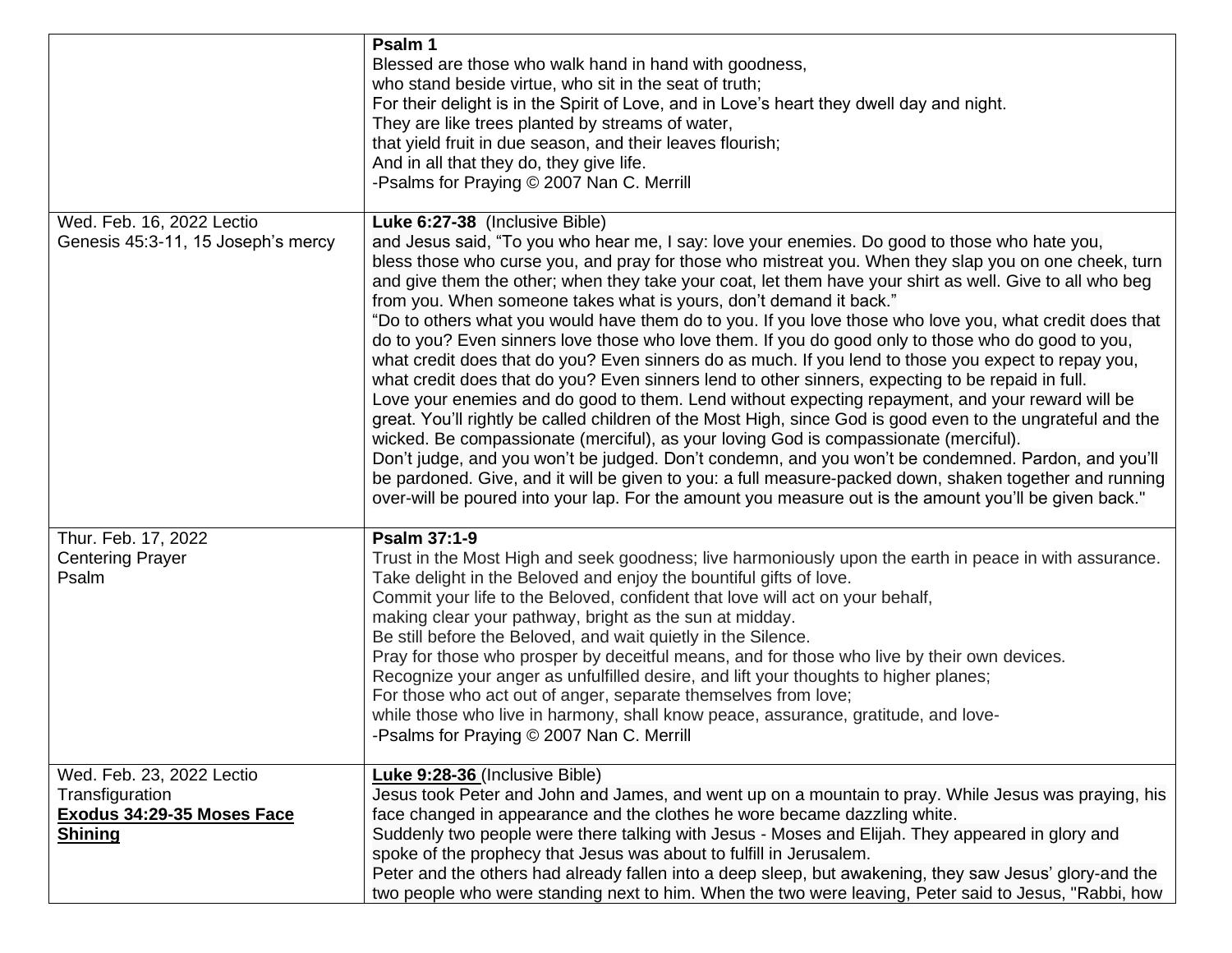| | |
|---|---|
| | **Psalm 1**<br>Blessed are those who walk hand in hand with goodness,<br>who stand beside virtue, who sit in the seat of truth;<br>For their delight is in the Spirit of Love, and in Love's heart they dwell day and night.<br>They are like trees planted by streams of water,<br>that yield fruit in due season, and their leaves flourish;<br>And in all that they do, they give life.<br>-Psalms for Praying © 2007 Nan C. Merrill |
| Wed. Feb. 16, 2022 Lectio<br>Genesis 45:3-11, 15 Joseph's mercy | **Luke 6:27-38** (Inclusive Bible)<br>and Jesus said, "To you who hear me, I say: love your enemies. Do good to those who hate you, bless those who curse you, and pray for those who mistreat you. When they slap you on one cheek, turn and give them the other; when they take your coat, let them have your shirt as well. Give to all who beg from you. When someone takes what is yours, don't demand it back."<br>"Do to others what you would have them do to you. If you love those who love you, what credit does that do to you? Even sinners love those who love them. If you do good only to those who do good to you, what credit does that do you? Even sinners do as much. If you lend to those you expect to repay you, what credit does that do you? Even sinners lend to other sinners, expecting to be repaid in full.<br>Love your enemies and do good to them. Lend without expecting repayment, and your reward will be great. You'll rightly be called children of the Most High, since God is good even to the ungrateful and the wicked. Be compassionate (merciful), as your loving God is compassionate (merciful).<br>Don't judge, and you won't be judged. Don't condemn, and you won't be condemned. Pardon, and you'll be pardoned. Give, and it will be given to you: a full measure-packed down, shaken together and running over-will be poured into your lap. For the amount you measure out is the amount you'll be given back." |
| Thur. Feb. 17, 2022<br>Centering Prayer<br>Psalm | **Psalm 37:1-9**<br>Trust in the Most High and seek goodness; live harmoniously upon the earth in peace in with assurance.<br>Take delight in the Beloved and enjoy the bountiful gifts of love.<br>Commit your life to the Beloved, confident that love will act on your behalf,<br>making clear your pathway, bright as the sun at midday.<br>Be still before the Beloved, and wait quietly in the Silence.<br>Pray for those who prosper by deceitful means, and for those who live by their own devices.<br>Recognize your anger as unfulfilled desire, and lift your thoughts to higher planes;<br>For those who act out of anger, separate themselves from love;<br>while those who live in harmony, shall know peace, assurance, gratitude, and love-<br>-Psalms for Praying © 2007 Nan C. Merrill |
| Wed. Feb. 23, 2022 Lectio<br>Transfiguration<br>**Exodus 34:29-35 Moses Face Shining** | **Luke 9:28-36** (Inclusive Bible)<br>Jesus took Peter and John and James, and went up on a mountain to pray. While Jesus was praying, his face changed in appearance and the clothes he wore became dazzling white.<br>Suddenly two people were there talking with Jesus - Moses and Elijah. They appeared in glory and spoke of the prophecy that Jesus was about to fulfill in Jerusalem.<br>Peter and the others had already fallen into a deep sleep, but awakening, they saw Jesus' glory-and the two people who were standing next to him. When the two were leaving, Peter said to Jesus, "Rabbi, how |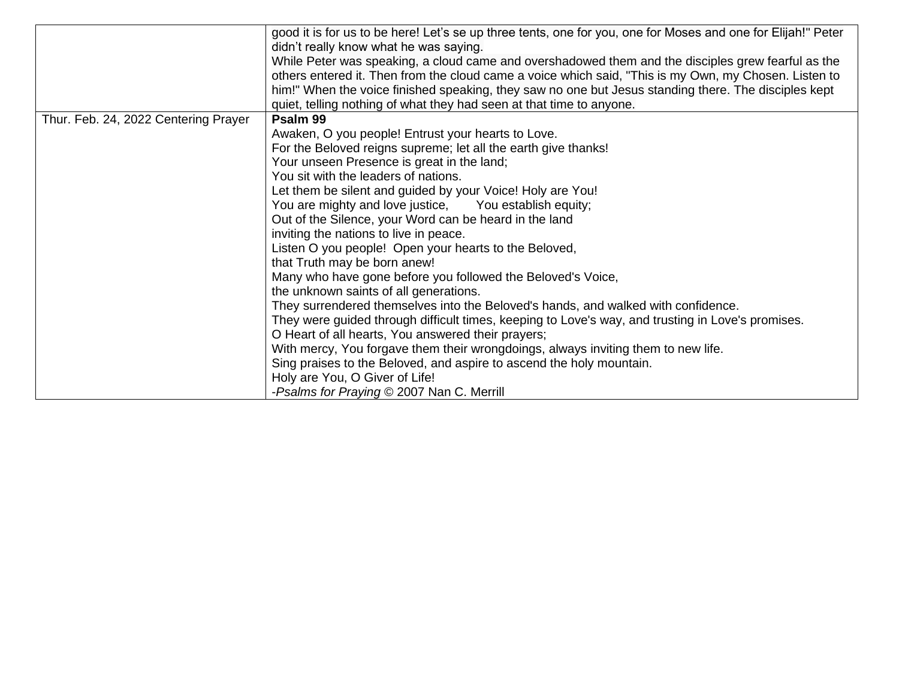| | |
|---|---|
| | good it is for us to be here! Let's se up three tents, one for you, one for Moses and one for Elijah!" Peter didn't really know what he was saying.<br>While Peter was speaking, a cloud came and overshadowed them and the disciples grew fearful as the others entered it. Then from the cloud came a voice which said, "This is my Own, my Chosen. Listen to him!" When the voice finished speaking, they saw no one but Jesus standing there. The disciples kept quiet, telling nothing of what they had seen at that time to anyone. |
| Thur. Feb. 24, 2022 Centering Prayer | **Psalm 99**<br>Awaken, O you people! Entrust your hearts to Love.<br>For the Beloved reigns supreme; let all the earth give thanks!<br>Your unseen Presence is great in the land;<br>You sit with the leaders of nations.<br>Let them be silent and guided by your Voice! Holy are You!<br>You are mighty and love justice, You establish equity;<br>Out of the Silence, your Word can be heard in the land<br>inviting the nations to live in peace.<br>Listen O you people! Open your hearts to the Beloved,<br>that Truth may be born anew!<br>Many who have gone before you followed the Beloved's Voice,<br>the unknown saints of all generations.<br>They surrendered themselves into the Beloved's hands, and walked with confidence.<br>They were guided through difficult times, keeping to Love's way, and trusting in Love's promises.<br>O Heart of all hearts, You answered their prayers;<br>With mercy, You forgave them their wrongdoings, always inviting them to new life.<br>Sing praises to the Beloved, and aspire to ascend the holy mountain.<br>Holy are You, O Giver of Life!<br>-*Psalms for Praying* © 2007 Nan C. Merrill |